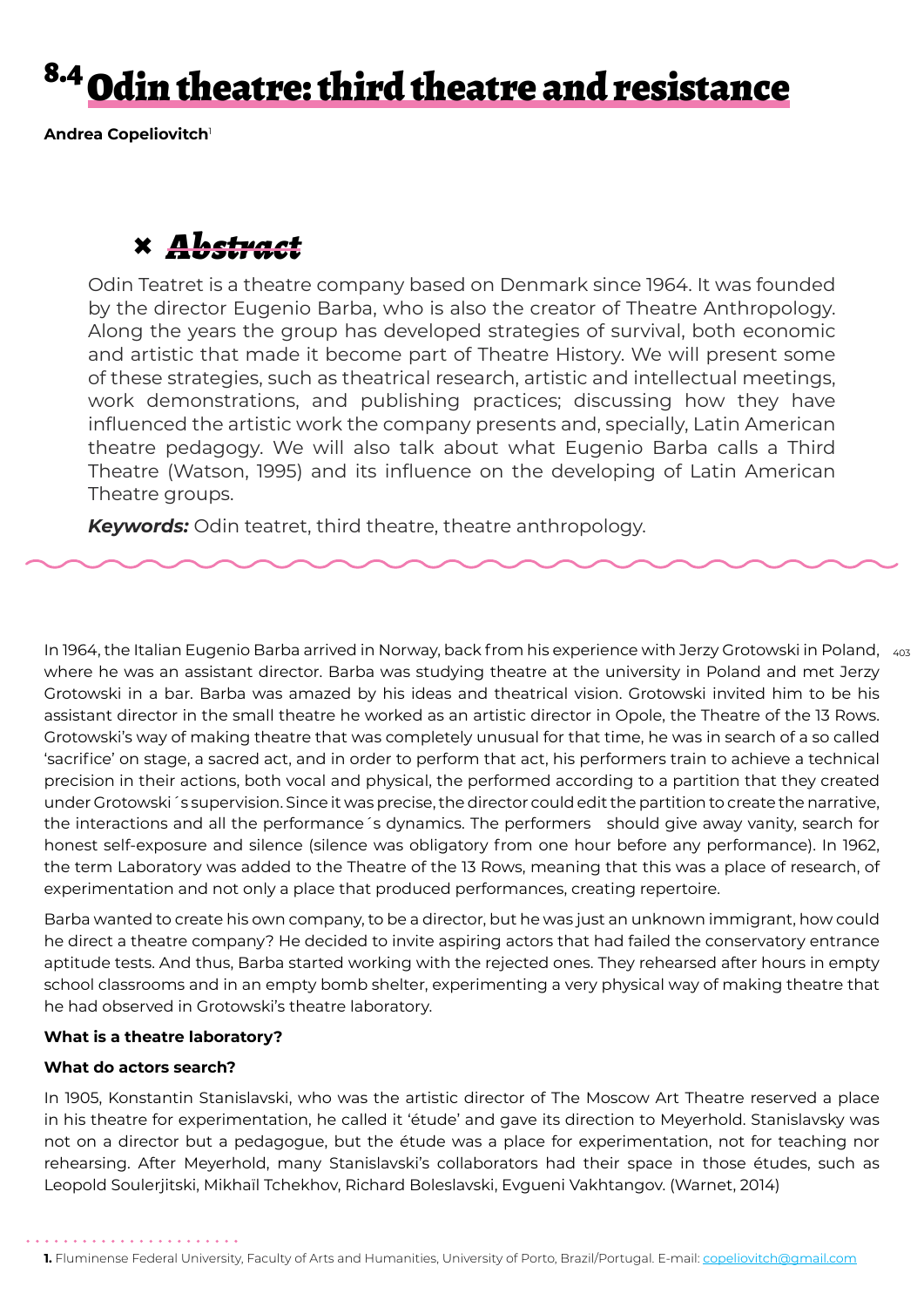# 8.4 Odin theatre: third theatre and resistance

**Andrea Copeliovitch**[1]

## Abstract

Odin Teatret is a theatre company based on Denmark since 1964. It was founded by the director Eugenio Barba, who is also the creator of Theatre Anthropology. Along the years the group has developed strategies of survival, both economic and artistic that made it become part of Theatre History. We will present some of these strategies, such as theatrical research, artistic and intellectual meetings, work demonstrations, and publishing practices; discussing how they have influenced the artistic work the company presents and, specially, Latin American theatre pedagogy. We will also talk about what Eugenio Barba calls a Third Theatre (Watson, 1995) and its influence on the developing of Latin American Theatre groups.

***Keywords:*** Odin teatret, third theatre, theatre anthropology.

In 1964, the Italian Eugenio Barba arrived in Norway, back from his experience with Jerzy Grotowski in Poland, where he was an assistant director. Barba was studying theatre at the university in Poland and met Jerzy Grotowski in a bar. Barba was amazed by his ideas and theatrical vision. Grotowski invited him to be his assistant director in the small theatre he worked as an artistic director in Opole, the Theatre of the 13 Rows. Grotowski's way of making theatre that was completely unusual for that time, he was in search of a so called 'sacrifice' on stage, a sacred act, and in order to perform that act, his performers train to achieve a technical precision in their actions, both vocal and physical, the performed according to a partition that they created under Grotowski´s supervision. Since it was precise, the director could edit the partition to create the narrative, the interactions and all the performance´s dynamics. The performers should give away vanity, search for honest self-exposure and silence (silence was obligatory from one hour before any performance). In 1962, the term Laboratory was added to the Theatre of the 13 Rows, meaning that this was a place of research, of experimentation and not only a place that produced performances, creating repertoire.

Barba wanted to create his own company, to be a director, but he was just an unknown immigrant, how could he direct a theatre company? He decided to invite aspiring actors that had failed the conservatory entrance aptitude tests. And thus, Barba started working with the rejected ones. They rehearsed after hours in empty school classrooms and in an empty bomb shelter, experimenting a very physical way of making theatre that he had observed in Grotowski's theatre laboratory.

**What is a theatre laboratory?**

**What do actors search?**

In 1905, Konstantin Stanislavski, who was the artistic director of The Moscow Art Theatre reserved a place in his theatre for experimentation, he called it 'étude' and gave its direction to Meyerhold. Stanislavsky was not on a director but a pedagogue, but the étude was a place for experimentation, not for teaching nor rehearsing. After Meyerhold, many Stanislavski's collaborators had their space in those études, such as Leopold Soulerjitski, Mikhaïl Tchekhov, Richard Boleslavski, Evgueni Vakhtangov. (Warnet, 2014)

[1] Fluminense Federal University, Faculty of Arts and Humanities, University of Porto, Brazil/Portugal. E-mail: copeliovitch@gmail.com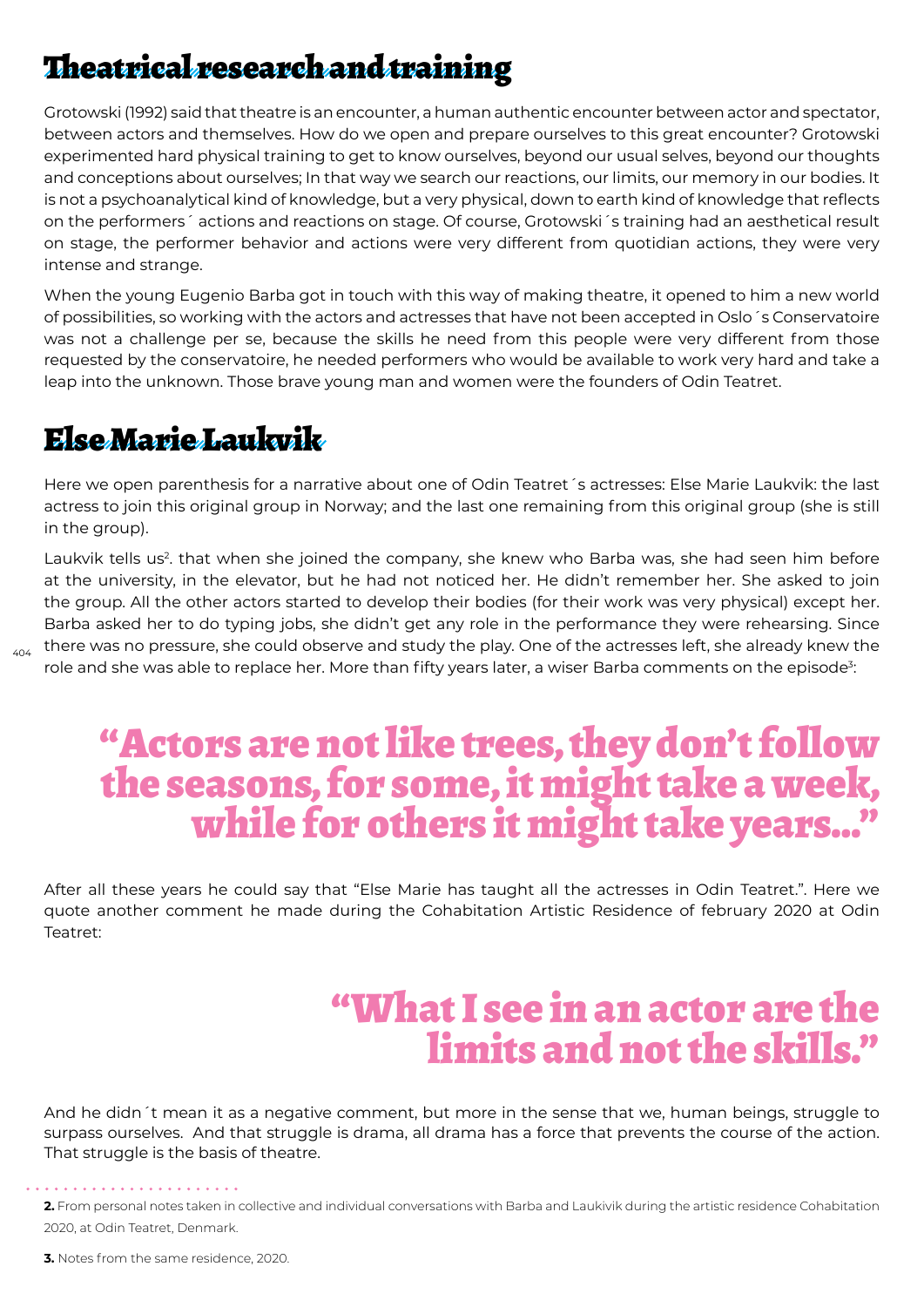## Theatrical research and training

Grotowski (1992) said that theatre is an encounter, a human authentic encounter between actor and spectator, between actors and themselves. How do we open and prepare ourselves to this great encounter? Grotowski experimented hard physical training to get to know ourselves, beyond our usual selves, beyond our thoughts and conceptions about ourselves; In that way we search our reactions, our limits, our memory in our bodies. It is not a psychoanalytical kind of knowledge, but a very physical, down to earth kind of knowledge that reflects on the performers´ actions and reactions on stage. Of course, Grotowski´s training had an aesthetical result on stage, the performer behavior and actions were very different from quotidian actions, they were very intense and strange.

When the young Eugenio Barba got in touch with this way of making theatre, it opened to him a new world of possibilities, so working with the actors and actresses that have not been accepted in Oslo´s Conservatoire was not a challenge per se, because the skills he need from this people were very different from those requested by the conservatoire, he needed performers who would be available to work very hard and take a leap into the unknown. Those brave young man and women were the founders of Odin Teatret.

## Else Marie Laukvik

Here we open parenthesis for a narrative about one of Odin Teatret´s actresses: Else Marie Laukvik: the last actress to join this original group in Norway; and the last one remaining from this original group (she is still in the group).

Laukvik tells us[2]. that when she joined the company, she knew who Barba was, she had seen him before at the university, in the elevator, but he had not noticed her. He didn't remember her. She asked to join the group. All the other actors started to develop their bodies (for their work was very physical) except her. Barba asked her to do typing jobs, she didn't get any role in the performance they were rehearsing. Since there was no pressure, she could observe and study the play. One of the actresses left, she already knew the role and she was able to replace her. More than fifty years later, a wiser Barba comments on the episode[3]:

> **"Actors are not like trees, they don't follow the seasons, for some, it might take a week, while for others it might take years..."**

After all these years he could say that "Else Marie has taught all the actresses in Odin Teatret.". Here we quote another comment he made during the Cohabitation Artistic Residence of february 2020 at Odin Teatret:

> **"What I see in an actor are the limits and not the skills."**

And he didn´t mean it as a negative comment, but more in the sense that we, human beings, struggle to surpass ourselves. And that struggle is drama, all drama has a force that prevents the course of the action. That struggle is the basis of theatre.

---

**2.** From personal notes taken in collective and individual conversations with Barba and Laukivik during the artistic residence Cohabitation 2020, at Odin Teatret, Denmark.

**3.** Notes from the same residence, 2020.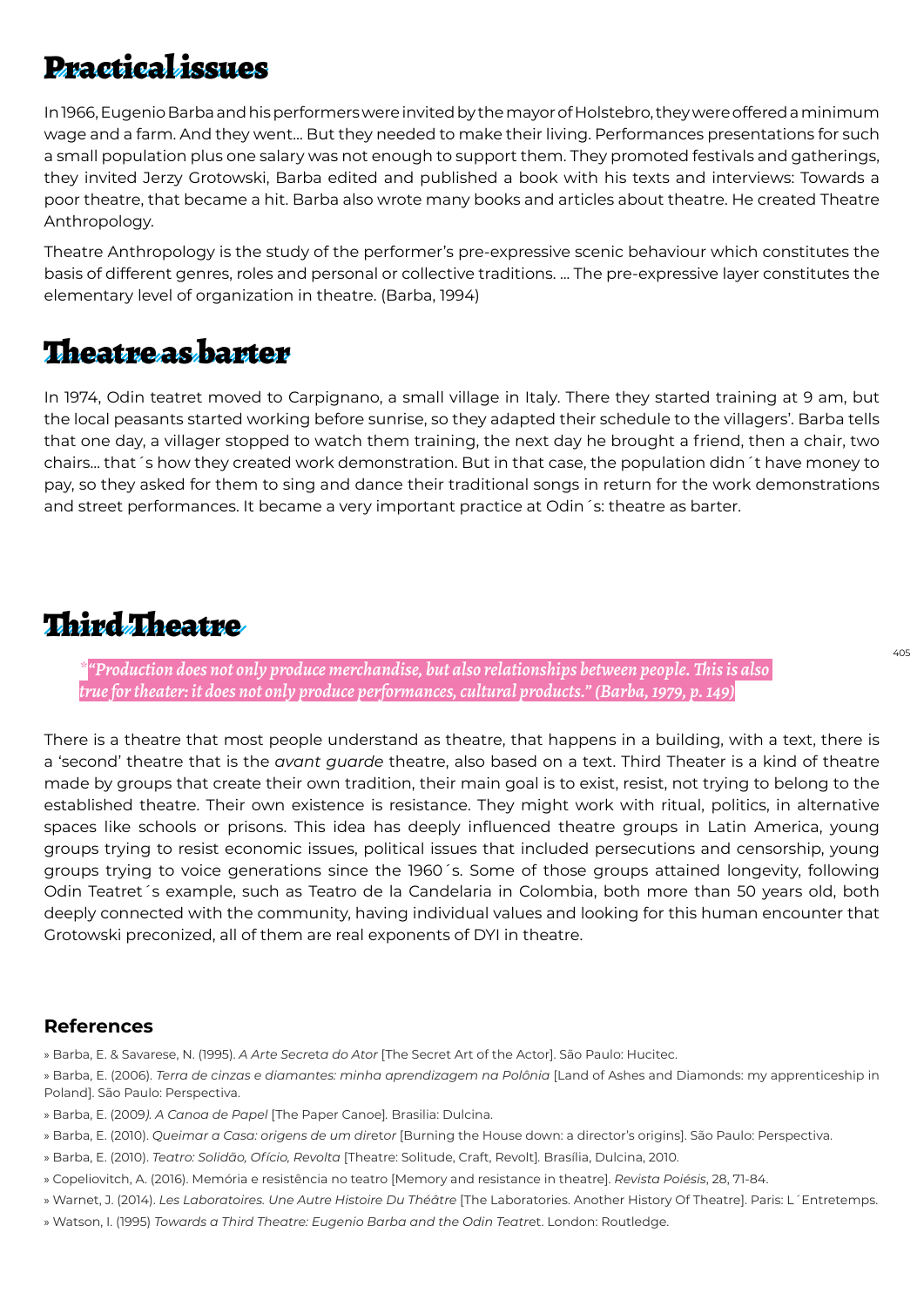# Practical issues

In 1966, Eugenio Barba and his performers were invited by the mayor of Holstebro, they were offered a minimum wage and a farm. And they went... But they needed to make their living. Performances presentations for such a small population plus one salary was not enough to support them. They promoted festivals and gatherings, they invited Jerzy Grotowski, Barba edited and published a book with his texts and interviews: Towards a poor theatre, that became a hit. Barba also wrote many books and articles about theatre. He created Theatre Anthropology.

Theatre Anthropology is the study of the performer's pre-expressive scenic behaviour which constitutes the basis of different genres, roles and personal or collective traditions. ... The pre-expressive layer constitutes the elementary level of organization in theatre. (Barba, 1994)

# Theatre as barter

In 1974, Odin teatret moved to Carpignano, a small village in Italy. There they started training at 9 am, but the local peasants started working before sunrise, so they adapted their schedule to the villagers'. Barba tells that one day, a villager stopped to watch them training, the next day he brought a friend, then a chair, two chairs... that´s how they created work demonstration. But in that case, the population didn´t have money to pay, so they asked for them to sing and dance their traditional songs in return for the work demonstrations and street performances. It became a very important practice at Odin´s: theatre as barter.

# Third Theatre

*\*"Production does not only produce merchandise, but also relationships between people. This is also true for theater: it does not only produce performances, cultural products." (Barba, 1979, p. 149)*

There is a theatre that most people understand as theatre, that happens in a building, with a text, there is a 'second' theatre that is the *avant guarde* theatre, also based on a text. Third Theater is a kind of theatre made by groups that create their own tradition, their main goal is to exist, resist, not trying to belong to the established theatre. Their own existence is resistance. They might work with ritual, politics, in alternative spaces like schools or prisons. This idea has deeply influenced theatre groups in Latin America, young groups trying to resist economic issues, political issues that included persecutions and censorship, young groups trying to voice generations since the 1960´s. Some of those groups attained longevity, following Odin Teatret´s example, such as Teatro de la Candelaria in Colombia, both more than 50 years old, both deeply connected with the community, having individual values and looking for this human encounter that Grotowski preconized, all of them are real exponents of DYI in theatre.

## References

» Barba, E. & Savarese, N. (1995). *A Arte Secreta do Ator* [The Secret Art of the Actor]. São Paulo: Hucitec.

» Barba, E. (2006). *Terra de cinzas e diamantes: minha aprendizagem na Polônia* [Land of Ashes and Diamonds: my apprenticeship in Poland]. São Paulo: Perspectiva.

» Barba, E. (2009). *A Canoa de Papel* [The Paper Canoe]. Brasilia: Dulcina.

» Barba, E. (2010). *Queimar a Casa: origens de um diretor* [Burning the House down: a director's origins]. São Paulo: Perspectiva.

» Barba, E. (2010). *Teatro: Solidão, Ofício, Revolta* [Theatre: Solitude, Craft, Revolt]. Brasília, Dulcina, 2010.

» Copeliovitch, A. (2016). Memória e resistência no teatro [Memory and resistance in theatre]. *Revista Poiésis*, 28, 71-84.

» Warnet, J. (2014). *Les Laboratoires. Une Autre Histoire Du Théâtre* [The Laboratories. Another History Of Theatre]. Paris: L´Entretemps.

» Watson, I. (1995) *Towards a Third Theatre: Eugenio Barba and the Odin Teatre*t. London: Routledge.